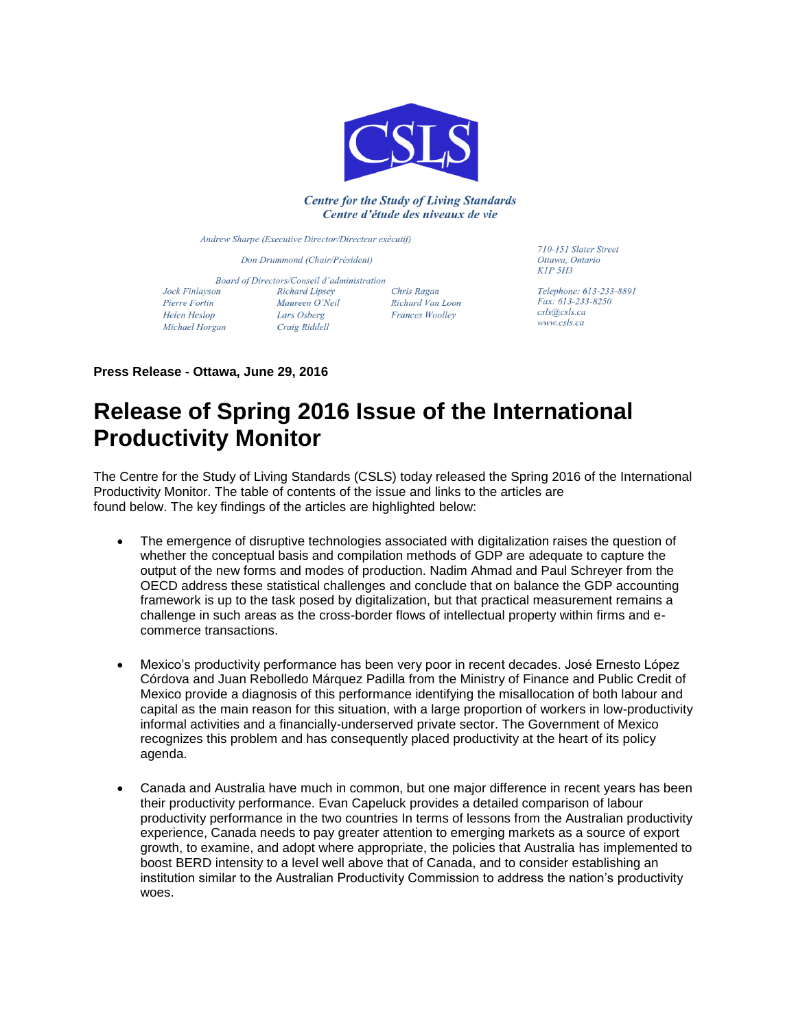CSLS

*Centre for the Study of Living Standards*
*Centre d'étude des niveaux de vie*

*Andrew Sharpe (Executive Director/Directeur exécutif)*

*Don Drummond (Chair/Président)*

*Board of Directors/Conseil d'administration*

| | | |
|---|---|---|
| *Jock Finlayson* | *Richard Lipsey* | *Chris Ragan* |
| *Pierre Fortin* | *Maureen O'Neil* | *Richard Van Loon* |
| *Helen Heslop* | *Lars Osberg* | *Frances Woolley* |
| *Michael Horgan* | *Craig Riddell* | |

*710-151 Slater Street*
*Ottawa, Ontario*
*K1P 5H3*

*Telephone: 613-233-8891*
*Fax: 613-233-8250*
*csls@csls.ca*
*www.csls.ca*

**Press Release - Ottawa, June 29, 2016**

# Release of Spring 2016 Issue of the International Productivity Monitor

The Centre for the Study of Living Standards (CSLS) today released the Spring 2016 of the International Productivity Monitor. The table of contents of the issue and links to the articles are found below. The key findings of the articles are highlighted below:

- The emergence of disruptive technologies associated with digitalization raises the question of whether the conceptual basis and compilation methods of GDP are adequate to capture the output of the new forms and modes of production. Nadim Ahmad and Paul Schreyer from the OECD address these statistical challenges and conclude that on balance the GDP accounting framework is up to the task posed by digitalization, but that practical measurement remains a challenge in such areas as the cross-border flows of intellectual property within firms and e-commerce transactions.

- Mexico's productivity performance has been very poor in recent decades. José Ernesto López Córdova and Juan Rebolledo Márquez Padilla from the Ministry of Finance and Public Credit of Mexico provide a diagnosis of this performance identifying the misallocation of both labour and capital as the main reason for this situation, with a large proportion of workers in low-productivity informal activities and a financially-underserved private sector. The Government of Mexico recognizes this problem and has consequently placed productivity at the heart of its policy agenda.

- Canada and Australia have much in common, but one major difference in recent years has been their productivity performance. Evan Capeluck provides a detailed comparison of labour productivity performance in the two countries In terms of lessons from the Australian productivity experience, Canada needs to pay greater attention to emerging markets as a source of export growth, to examine, and adopt where appropriate, the policies that Australia has implemented to boost BERD intensity to a level well above that of Canada, and to consider establishing an institution similar to the Australian Productivity Commission to address the nation's productivity woes.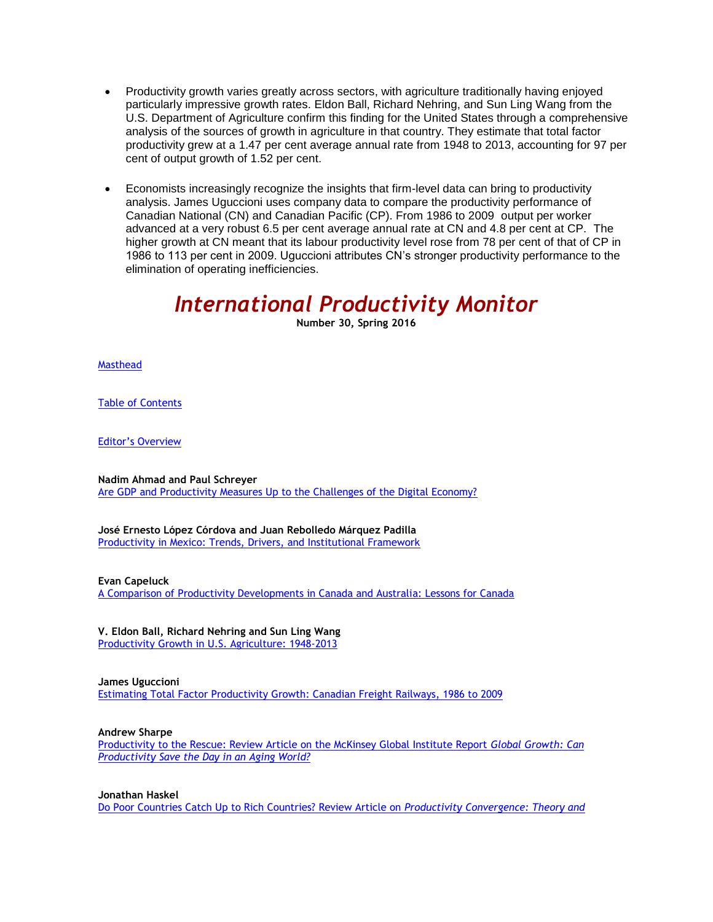- Productivity growth varies greatly across sectors, with agriculture traditionally having enjoyed particularly impressive growth rates. Eldon Ball, Richard Nehring, and Sun Ling Wang from the U.S. Department of Agriculture confirm this finding for the United States through a comprehensive analysis of the sources of growth in agriculture in that country. They estimate that total factor productivity grew at a 1.47 per cent average annual rate from 1948 to 2013, accounting for 97 per cent of output growth of 1.52 per cent.

- Economists increasingly recognize the insights that firm-level data can bring to productivity analysis. James Uguccioni uses company data to compare the productivity performance of Canadian National (CN) and Canadian Pacific (CP). From 1986 to 2009 output per worker advanced at a very robust 6.5 per cent average annual rate at CN and 4.8 per cent at CP. The higher growth at CN meant that its labour productivity level rose from 78 per cent of that of CP in 1986 to 113 per cent in 2009. Uguccioni attributes CN's stronger productivity performance to the elimination of operating inefficiencies.

# *International Productivity Monitor*

**Number 30, Spring 2016**

Masthead

Table of Contents

Editor's Overview

**Nadim Ahmad and Paul Schreyer**
Are GDP and Productivity Measures Up to the Challenges of the Digital Economy?

**José Ernesto López Córdova and Juan Rebolledo Márquez Padilla**
Productivity in Mexico: Trends, Drivers, and Institutional Framework

**Evan Capeluck**
A Comparison of Productivity Developments in Canada and Australia: Lessons for Canada

**V. Eldon Ball, Richard Nehring and Sun Ling Wang**
Productivity Growth in U.S. Agriculture: 1948-2013

**James Uguccioni**
Estimating Total Factor Productivity Growth: Canadian Freight Railways, 1986 to 2009

**Andrew Sharpe**
Productivity to the Rescue: Review Article on the McKinsey Global Institute Report *Global Growth: Can Productivity Save the Day in an Aging World?*

**Jonathan Haskel**
Do Poor Countries Catch Up to Rich Countries? Review Article on *Productivity Convergence: Theory and*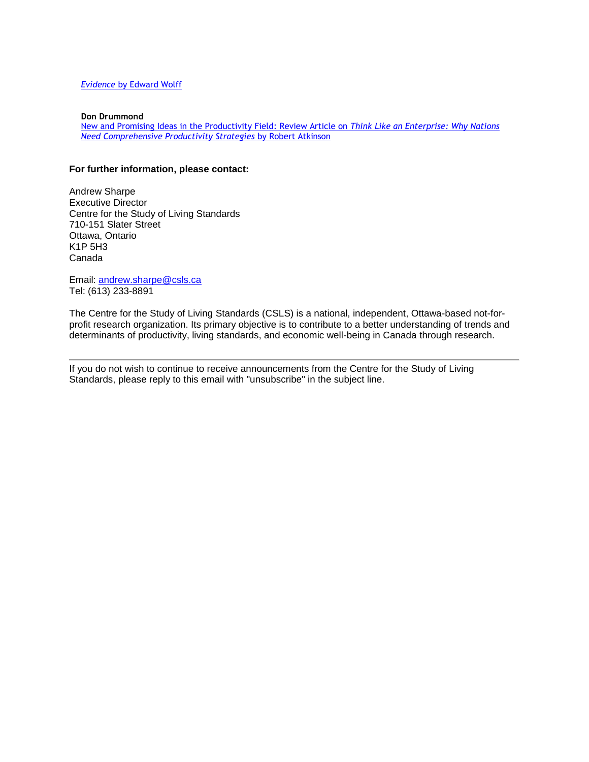*Evidence* by Edward Wolff

**Don Drummond**
New and Promising Ideas in the Productivity Field: Review Article on *Think Like an Enterprise: Why Nations Need Comprehensive Productivity Strategies* by Robert Atkinson

**For further information, please contact:**

Andrew Sharpe
Executive Director
Centre for the Study of Living Standards
710-151 Slater Street
Ottawa, Ontario
K1P 5H3
Canada

Email: andrew.sharpe@csls.ca
Tel: (613) 233-8891

The Centre for the Study of Living Standards (CSLS) is a national, independent, Ottawa-based not-for-profit research organization. Its primary objective is to contribute to a better understanding of trends and determinants of productivity, living standards, and economic well-being in Canada through research.

---

If you do not wish to continue to receive announcements from the Centre for the Study of Living Standards, please reply to this email with "unsubscribe" in the subject line.